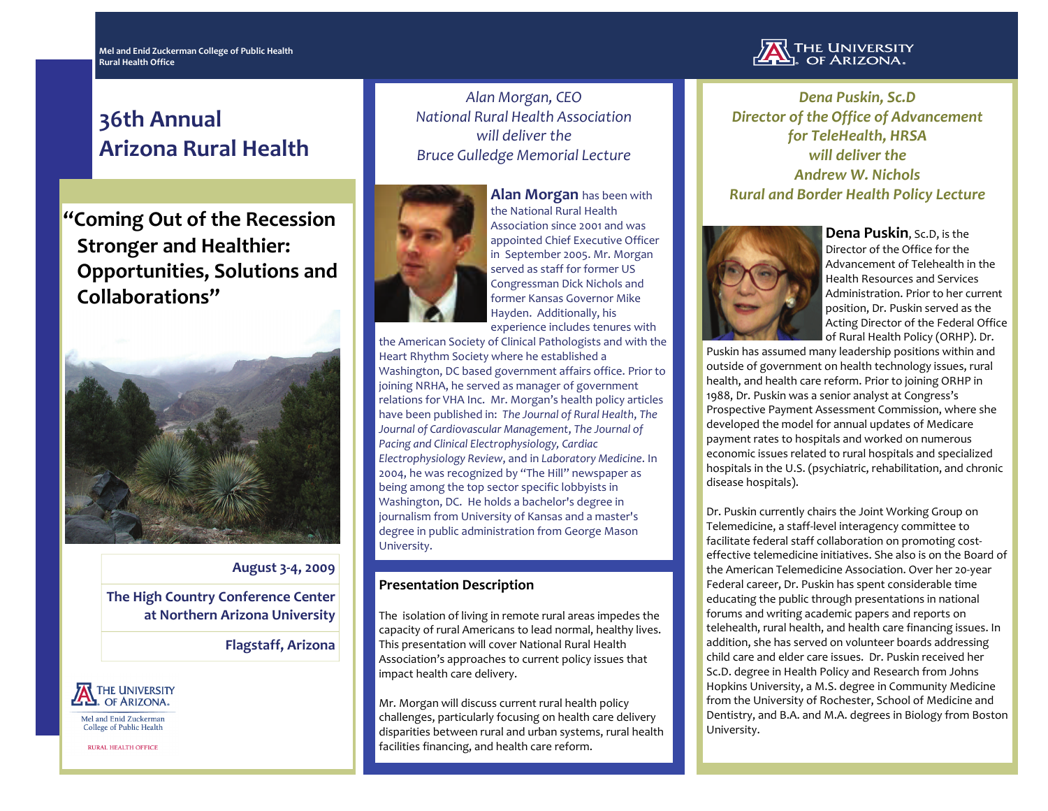Mel and Enid Zuckerman College of Public Health
Rural Health Office

# 36th Annual Arizona Rural Health

## "Coming Out of the Recession Stronger and Healthier: Opportunities, Solutions and Collaborations"

**August 3-4, 2009**

**The High Country Conference Center at Northern Arizona University**

**Flagstaff, Arizona**

The University of Arizona
Mel and Enid Zuckerman College of Public Health
RURAL HEALTH OFFICE

*Alan Morgan, CEO*
*National Rural Health Association*
*will deliver the*
*Bruce Gulledge Memorial Lecture*

**Alan Morgan** has been with the National Rural Health Association since 2001 and was appointed Chief Executive Officer in September 2005. Mr. Morgan served as staff for former US Congressman Dick Nichols and former Kansas Governor Mike Hayden. Additionally, his experience includes tenures with the American Society of Clinical Pathologists and with the Heart Rhythm Society where he established a Washington, DC based government affairs office. Prior to joining NRHA, he served as manager of government relations for VHA Inc. Mr. Morgan's health policy articles have been published in: *The Journal of Rural Health*, *The Journal of Cardiovascular Management*, *The Journal of Pacing and Clinical Electrophysiology*, *Cardiac Electrophysiology Review*, and in *Laboratory Medicine*. In 2004, he was recognized by "The Hill" newspaper as being among the top sector specific lobbyists in Washington, DC. He holds a bachelor's degree in journalism from University of Kansas and a master's degree in public administration from George Mason University.

### Presentation Description

The isolation of living in remote rural areas impedes the capacity of rural Americans to lead normal, healthy lives. This presentation will cover National Rural Health Association's approaches to current policy issues that impact health care delivery.

Mr. Morgan will discuss current rural health policy challenges, particularly focusing on health care delivery disparities between rural and urban systems, rural health facilities financing, and health care reform.

*Dena Puskin, Sc.D*
*Director of the Office of Advancement for TeleHealth, HRSA*
*will deliver the*
*Andrew W. Nichols*
*Rural and Border Health Policy Lecture*

**Dena Puskin**, Sc.D, is the Director of the Office for the Advancement of Telehealth in the Health Resources and Services Administration. Prior to her current position, Dr. Puskin served as the Acting Director of the Federal Office of Rural Health Policy (ORHP). Dr. Puskin has assumed many leadership positions within and outside of government on health technology issues, rural health, and health care reform. Prior to joining ORHP in 1988, Dr. Puskin was a senior analyst at Congress's Prospective Payment Assessment Commission, where she developed the model for annual updates of Medicare payment rates to hospitals and worked on numerous economic issues related to rural hospitals and specialized hospitals in the U.S. (psychiatric, rehabilitation, and chronic disease hospitals).

Dr. Puskin currently chairs the Joint Working Group on Telemedicine, a staff-level interagency committee to facilitate federal staff collaboration on promoting cost-effective telemedicine initiatives. She also is on the Board of the American Telemedicine Association. Over her 20-year Federal career, Dr. Puskin has spent considerable time educating the public through presentations in national forums and writing academic papers and reports on telehealth, rural health, and health care financing issues. In addition, she has served on volunteer boards addressing child care and elder care issues. Dr. Puskin received her Sc.D. degree in Health Policy and Research from Johns Hopkins University, a M.S. degree in Community Medicine from the University of Rochester, School of Medicine and Dentistry, and B.A. and M.A. degrees in Biology from Boston University.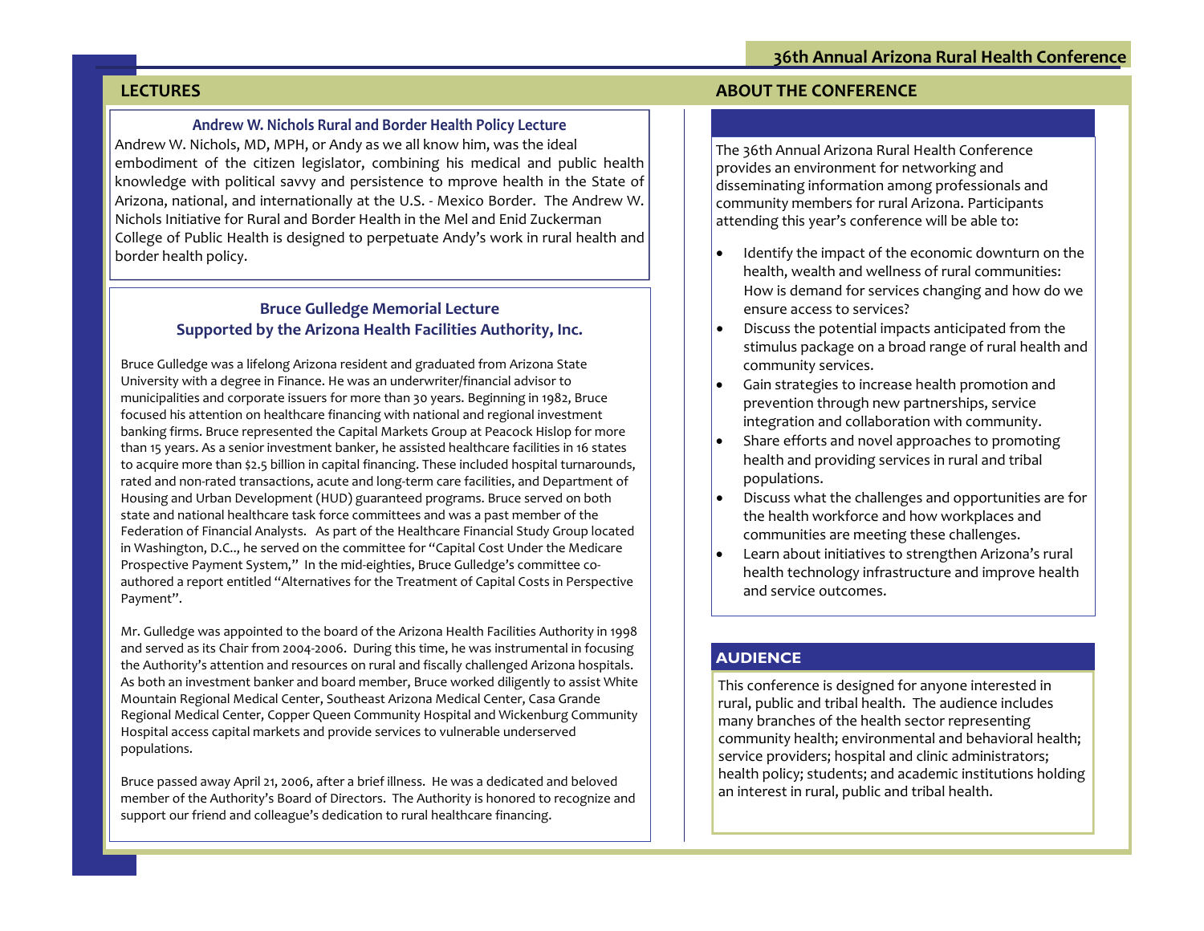## LECTURES

### Andrew W. Nichols Rural and Border Health Policy Lecture

Andrew W. Nichols, MD, MPH, or Andy as we all know him, was the ideal embodiment of the citizen legislator, combining his medical and public health knowledge with political savvy and persistence to mprove health in the State of Arizona, national, and internationally at the U.S. - Mexico Border. The Andrew W. Nichols Initiative for Rural and Border Health in the Mel and Enid Zuckerman College of Public Health is designed to perpetuate Andy's work in rural health and border health policy.

### Bruce Gulledge Memorial Lecture
### Supported by the Arizona Health Facilities Authority, Inc.

Bruce Gulledge was a lifelong Arizona resident and graduated from Arizona State University with a degree in Finance. He was an underwriter/financial advisor to municipalities and corporate issuers for more than 30 years. Beginning in 1982, Bruce focused his attention on healthcare financing with national and regional investment banking firms. Bruce represented the Capital Markets Group at Peacock Hislop for more than 15 years. As a senior investment banker, he assisted healthcare facilities in 16 states to acquire more than $2.5 billion in capital financing. These included hospital turnarounds, rated and non-rated transactions, acute and long-term care facilities, and Department of Housing and Urban Development (HUD) guaranteed programs. Bruce served on both state and national healthcare task force committees and was a past member of the Federation of Financial Analysts. As part of the Healthcare Financial Study Group located in Washington, D.C.., he served on the committee for "Capital Cost Under the Medicare Prospective Payment System," In the mid-eighties, Bruce Gulledge's committee co-authored a report entitled "Alternatives for the Treatment of Capital Costs in Perspective Payment".

Mr. Gulledge was appointed to the board of the Arizona Health Facilities Authority in 1998 and served as its Chair from 2004-2006. During this time, he was instrumental in focusing the Authority's attention and resources on rural and fiscally challenged Arizona hospitals. As both an investment banker and board member, Bruce worked diligently to assist White Mountain Regional Medical Center, Southeast Arizona Medical Center, Casa Grande Regional Medical Center, Copper Queen Community Hospital and Wickenburg Community Hospital access capital markets and provide services to vulnerable underserved populations.

Bruce passed away April 21, 2006, after a brief illness. He was a dedicated and beloved member of the Authority's Board of Directors. The Authority is honored to recognize and support our friend and colleague's dedication to rural healthcare financing.

## ABOUT THE CONFERENCE

The 36th Annual Arizona Rural Health Conference provides an environment for networking and disseminating information among professionals and community members for rural Arizona. Participants attending this year's conference will be able to:

- Identify the impact of the economic downturn on the health, wealth and wellness of rural communities: How is demand for services changing and how do we ensure access to services?
- Discuss the potential impacts anticipated from the stimulus package on a broad range of rural health and community services.
- Gain strategies to increase health promotion and prevention through new partnerships, service integration and collaboration with community.
- Share efforts and novel approaches to promoting health and providing services in rural and tribal populations.
- Discuss what the challenges and opportunities are for the health workforce and how workplaces and communities are meeting these challenges.
- Learn about initiatives to strengthen Arizona's rural health technology infrastructure and improve health and service outcomes.

## AUDIENCE

This conference is designed for anyone interested in rural, public and tribal health. The audience includes many branches of the health sector representing community health; environmental and behavioral health; service providers; hospital and clinic administrators; health policy; students; and academic institutions holding an interest in rural, public and tribal health.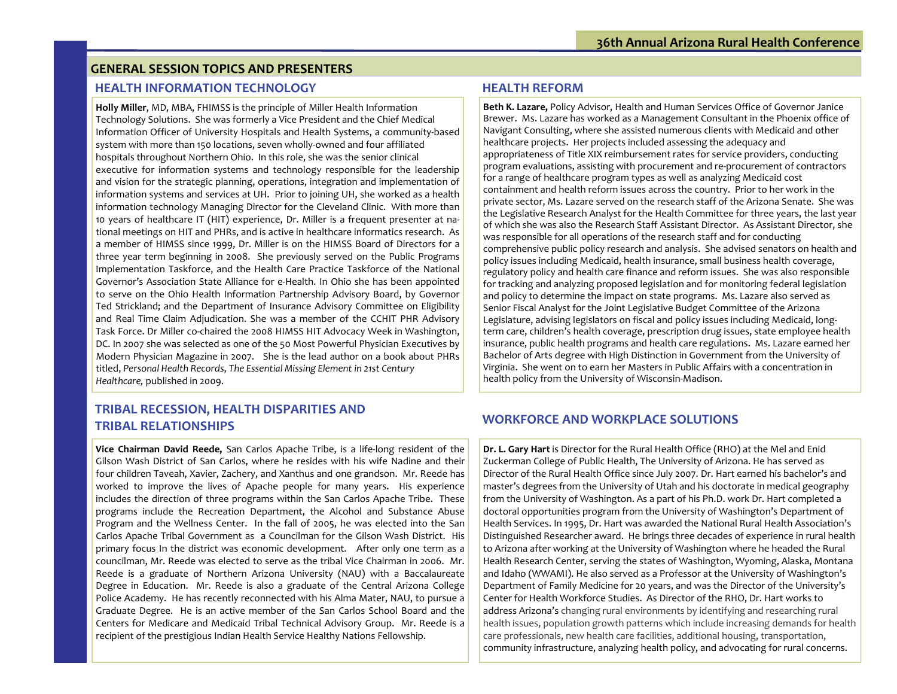## GENERAL SESSION TOPICS AND PRESENTERS

### HEALTH INFORMATION TECHNOLOGY

**Holly Miller**, MD, MBA, FHIMSS is the principle of Miller Health Information Technology Solutions. She was formerly a Vice President and the Chief Medical Information Officer of University Hospitals and Health Systems, a community-based system with more than 150 locations, seven wholly-owned and four affiliated hospitals throughout Northern Ohio. In this role, she was the senior clinical executive for information systems and technology responsible for the leadership and vision for the strategic planning, operations, integration and implementation of information systems and services at UH. Prior to joining UH, she worked as a health information technology Managing Director for the Cleveland Clinic. With more than 10 years of healthcare IT (HIT) experience, Dr. Miller is a frequent presenter at national meetings on HIT and PHRs, and is active in healthcare informatics research. As a member of HIMSS since 1999, Dr. Miller is on the HIMSS Board of Directors for a three year term beginning in 2008. She previously served on the Public Programs Implementation Taskforce, and the Health Care Practice Taskforce of the National Governor's Association State Alliance for e-Health. In Ohio she has been appointed to serve on the Ohio Health Information Partnership Advisory Board, by Governor Ted Strickland; and the Department of Insurance Advisory Committee on Eligibility and Real Time Claim Adjudication. She was a member of the CCHIT PHR Advisory Task Force. Dr Miller co-chaired the 2008 HIMSS HIT Advocacy Week in Washington, DC. In 2007 she was selected as one of the 50 Most Powerful Physician Executives by Modern Physician Magazine in 2007. She is the lead author on a book about PHRs titled, *Personal Health Records, The Essential Missing Element in 21st Century Healthcare,* published in 2009.

### HEALTH REFORM

**Beth K. Lazare,** Policy Advisor, Health and Human Services Office of Governor Janice Brewer. Ms. Lazare has worked as a Management Consultant in the Phoenix office of Navigant Consulting, where she assisted numerous clients with Medicaid and other healthcare projects. Her projects included assessing the adequacy and appropriateness of Title XIX reimbursement rates for service providers, conducting program evaluations, assisting with procurement and re-procurement of contractors for a range of healthcare program types as well as analyzing Medicaid cost containment and health reform issues across the country. Prior to her work in the private sector, Ms. Lazare served on the research staff of the Arizona Senate. She was the Legislative Research Analyst for the Health Committee for three years, the last year of which she was also the Research Staff Assistant Director. As Assistant Director, she was responsible for all operations of the research staff and for conducting comprehensive public policy research and analysis. She advised senators on health and policy issues including Medicaid, health insurance, small business health coverage, regulatory policy and health care finance and reform issues. She was also responsible for tracking and analyzing proposed legislation and for monitoring federal legislation and policy to determine the impact on state programs. Ms. Lazare also served as Senior Fiscal Analyst for the Joint Legislative Budget Committee of the Arizona Legislature, advising legislators on fiscal and policy issues including Medicaid, long-term care, children's health coverage, prescription drug issues, state employee health insurance, public health programs and health care regulations. Ms. Lazare earned her Bachelor of Arts degree with High Distinction in Government from the University of Virginia. She went on to earn her Masters in Public Affairs with a concentration in health policy from the University of Wisconsin-Madison.

### TRIBAL RECESSION, HEALTH DISPARITIES AND TRIBAL RELATIONSHIPS

**Vice Chairman David Reede,** San Carlos Apache Tribe, is a life-long resident of the Gilson Wash District of San Carlos, where he resides with his wife Nadine and their four children Taveah, Xavier, Zachery, and Xanthus and one grandson. Mr. Reede has worked to improve the lives of Apache people for many years. His experience includes the direction of three programs within the San Carlos Apache Tribe. These programs include the Recreation Department, the Alcohol and Substance Abuse Program and the Wellness Center. In the fall of 2005, he was elected into the San Carlos Apache Tribal Government as a Councilman for the Gilson Wash District. His primary focus In the district was economic development. After only one term as a councilman, Mr. Reede was elected to serve as the tribal Vice Chairman in 2006. Mr. Reede is a graduate of Northern Arizona University (NAU) with a Baccalaureate Degree in Education. Mr. Reede is also a graduate of the Central Arizona College Police Academy. He has recently reconnected with his Alma Mater, NAU, to pursue a Graduate Degree. He is an active member of the San Carlos School Board and the Centers for Medicare and Medicaid Tribal Technical Advisory Group. Mr. Reede is a recipient of the prestigious Indian Health Service Healthy Nations Fellowship.

### WORKFORCE AND WORKPLACE SOLUTIONS

**Dr. L. Gary Hart** is Director for the Rural Health Office (RHO) at the Mel and Enid Zuckerman College of Public Health, The University of Arizona. He has served as Director of the Rural Health Office since July 2007. Dr. Hart earned his bachelor's and master's degrees from the University of Utah and his doctorate in medical geography from the University of Washington. As a part of his Ph.D. work Dr. Hart completed a doctoral opportunities program from the University of Washington's Department of Health Services. In 1995, Dr. Hart was awarded the National Rural Health Association's Distinguished Researcher award. He brings three decades of experience in rural health to Arizona after working at the University of Washington where he headed the Rural Health Research Center, serving the states of Washington, Wyoming, Alaska, Montana and Idaho (WWAMI). He also served as a Professor at the University of Washington's Department of Family Medicine for 20 years, and was the Director of the University's Center for Health Workforce Studies. As Director of the RHO, Dr. Hart works to address Arizona's changing rural environments by identifying and researching rural health issues, population growth patterns which include increasing demands for health care professionals, new health care facilities, additional housing, transportation, community infrastructure, analyzing health policy, and advocating for rural concerns.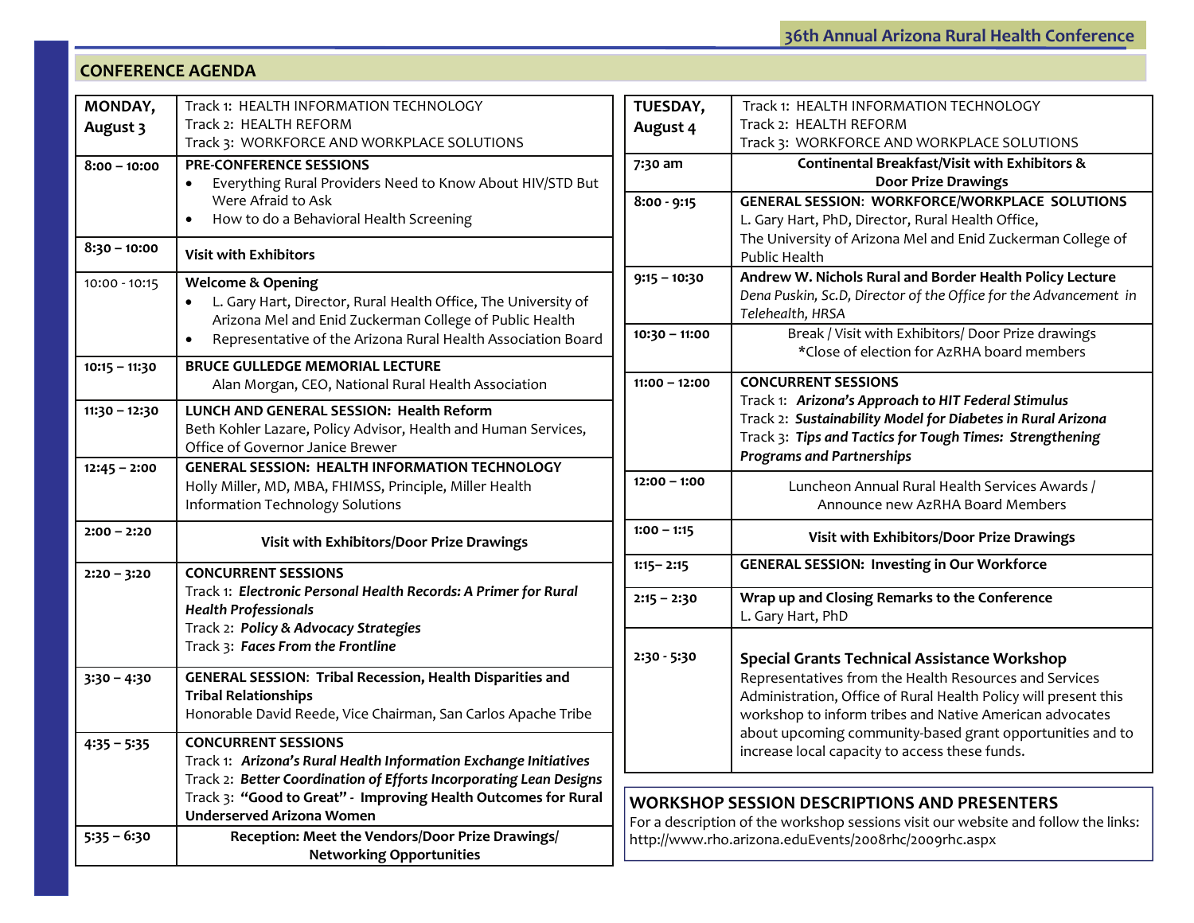## CONFERENCE AGENDA

| **MONDAY, August 3** | Track 1: HEALTH INFORMATION TECHNOLOGY<br>Track 2: HEALTH REFORM<br>Track 3: WORKFORCE AND WORKPLACE SOLUTIONS |
|---|---|
| **8:00 – 10:00** | **PRE-CONFERENCE SESSIONS**<br>• Everything Rural Providers Need to Know About HIV/STD But Were Afraid to Ask<br>• How to do a Behavioral Health Screening |
| **8:30 – 10:00** | **Visit with Exhibitors** |
| 10:00 - 10:15 | **Welcome & Opening**<br>• L. Gary Hart, Director, Rural Health Office, The University of Arizona Mel and Enid Zuckerman College of Public Health<br>• Representative of the Arizona Rural Health Association Board |
| **10:15 – 11:30** | **BRUCE GULLEDGE MEMORIAL LECTURE**<br>Alan Morgan, CEO, National Rural Health Association |
| **11:30 – 12:30** | **LUNCH AND GENERAL SESSION: Health Reform**<br>Beth Kohler Lazare, Policy Advisor, Health and Human Services, Office of Governor Janice Brewer |
| **12:45 – 2:00** | **GENERAL SESSION: HEALTH INFORMATION TECHNOLOGY**<br>Holly Miller, MD, MBA, FHIMSS, Principle, Miller Health Information Technology Solutions |
| **2:00 – 2:20** | **Visit with Exhibitors/Door Prize Drawings** |
| **2:20 – 3:20** | **CONCURRENT SESSIONS**<br>Track 1: ***Electronic Personal Health Records: A Primer for Rural Health Professionals***<br>Track 2: ***Policy & Advocacy Strategies***<br>Track 3: ***Faces From the Frontline*** |
| **3:30 – 4:30** | **GENERAL SESSION**: **Tribal Recession, Health Disparities and Tribal Relationships**<br>Honorable David Reede, Vice Chairman, San Carlos Apache Tribe |
| **4:35 – 5:35** | **CONCURRENT SESSIONS**<br>Track 1: ***Arizona's Rural Health Information Exchange Initiatives***<br>Track 2: ***Better Coordination of Efforts Incorporating Lean Designs***<br>Track 3: **"Good to Great" - Improving Health Outcomes for Rural Underserved Arizona Women** |
| **5:35 – 6:30** | **Reception: Meet the Vendors/Door Prize Drawings/ Networking Opportunities** |

| **TUESDAY, August 4** | Track 1: HEALTH INFORMATION TECHNOLOGY<br>Track 2: HEALTH REFORM<br>Track 3: WORKFORCE AND WORKPLACE SOLUTIONS |
|---|---|
| **7:30 am** | **Continental Breakfast/Visit with Exhibitors & Door Prize Drawings** |
| **8:00 - 9:15** | **GENERAL SESSION: WORKFORCE/WORKPLACE SOLUTIONS**<br>L. Gary Hart, PhD, Director, Rural Health Office, The University of Arizona Mel and Enid Zuckerman College of Public Health |
| **9:15 – 10:30** | **Andrew W. Nichols Rural and Border Health Policy Lecture**<br>*Dena Puskin, Sc.D, Director of the Office for the Advancement in Telehealth, HRSA* |
| **10:30 – 11:00** | Break / Visit with Exhibitors/ Door Prize drawings<br>*Close of election for AzRHA board members |
| **11:00 – 12:00** | **CONCURRENT SESSIONS**<br>Track 1: ***Arizona's Approach to HIT Federal Stimulus***<br>Track 2: ***Sustainability Model for Diabetes in Rural Arizona***<br>Track 3: ***Tips and Tactics for Tough Times: Strengthening Programs and Partnerships*** |
| **12:00 – 1:00** | Luncheon Annual Rural Health Services Awards / Announce new AzRHA Board Members |
| **1:00 – 1:15** | **Visit with Exhibitors/Door Prize Drawings** |
| **1:15– 2:15** | **GENERAL SESSION: Investing in Our Workforce** |
| **2:15 – 2:30** | **Wrap up and Closing Remarks to the Conference**<br>L. Gary Hart, PhD |
| **2:30 - 5:30** | **Special Grants Technical Assistance Workshop**<br>Representatives from the Health Resources and Services Administration, Office of Rural Health Policy will present this workshop to inform tribes and Native American advocates about upcoming community-based grant opportunities and to increase local capacity to access these funds. |

### WORKSHOP SESSION DESCRIPTIONS AND PRESENTERS

For a description of the workshop sessions visit our website and follow the links: http://www.rho.arizona.eduEvents/2008rhc/2009rhc.aspx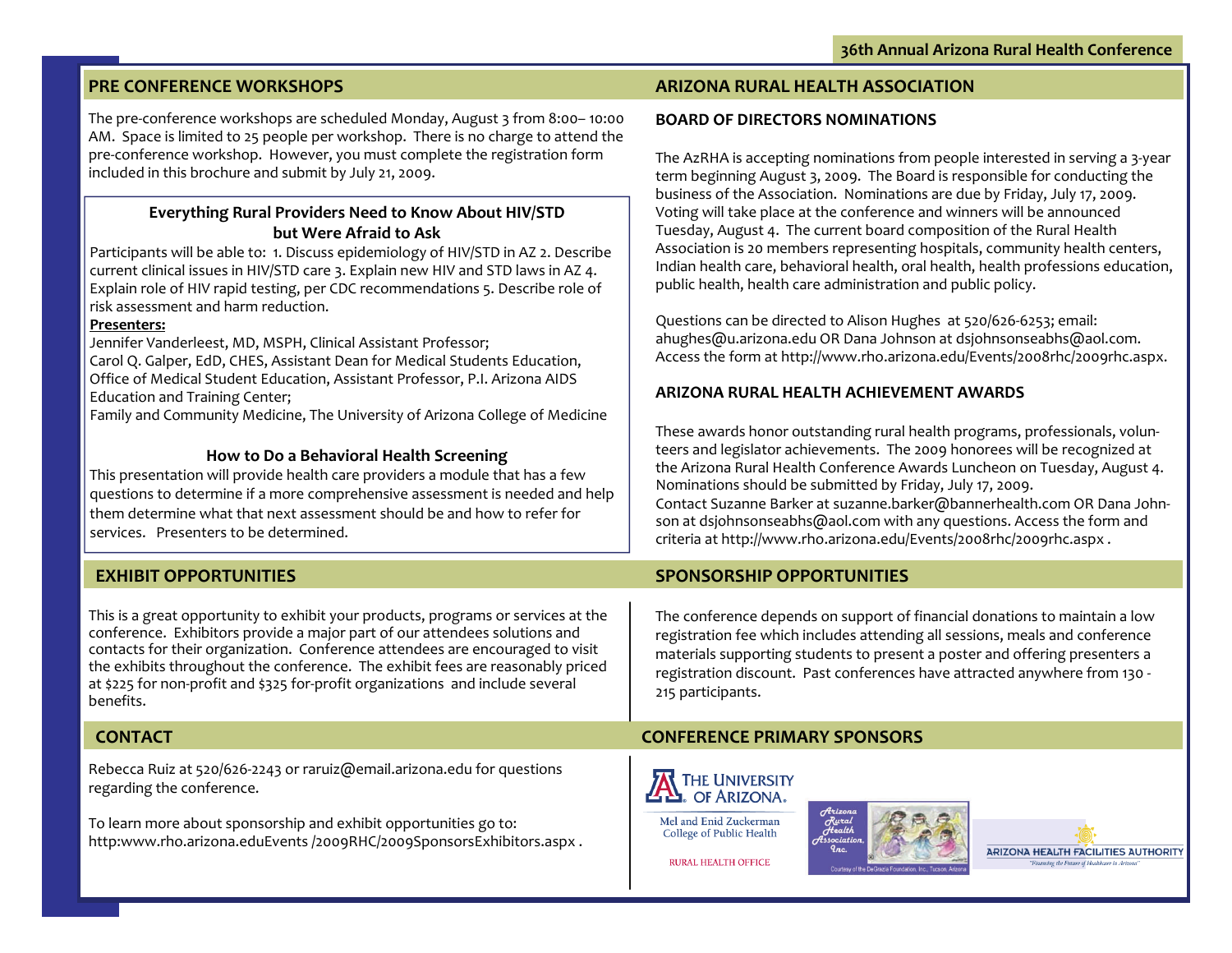## PRE CONFERENCE WORKSHOPS

The pre-conference workshops are scheduled Monday, August 3 from 8:00– 10:00 AM. Space is limited to 25 people per workshop. There is no charge to attend the pre-conference workshop. However, you must complete the registration form included in this brochure and submit by July 21, 2009.

### Everything Rural Providers Need to Know About HIV/STD but Were Afraid to Ask

Participants will be able to: 1. Discuss epidemiology of HIV/STD in AZ 2. Describe current clinical issues in HIV/STD care 3. Explain new HIV and STD laws in AZ 4. Explain role of HIV rapid testing, per CDC recommendations 5. Describe role of risk assessment and harm reduction.

**Presenters:**

Jennifer Vanderleest, MD, MSPH, Clinical Assistant Professor;
Carol Q. Galper, EdD, CHES, Assistant Dean for Medical Students Education, Office of Medical Student Education, Assistant Professor, P.I. Arizona AIDS Education and Training Center;
Family and Community Medicine, The University of Arizona College of Medicine

### How to Do a Behavioral Health Screening

This presentation will provide health care providers a module that has a few questions to determine if a more comprehensive assessment is needed and help them determine what that next assessment should be and how to refer for services. Presenters to be determined.

## ARIZONA RURAL HEALTH ASSOCIATION

### BOARD OF DIRECTORS NOMINATIONS

The AzRHA is accepting nominations from people interested in serving a 3-year term beginning August 3, 2009. The Board is responsible for conducting the business of the Association. Nominations are due by Friday, July 17, 2009. Voting will take place at the conference and winners will be announced Tuesday, August 4. The current board composition of the Rural Health Association is 20 members representing hospitals, community health centers, Indian health care, behavioral health, oral health, health professions education, public health, health care administration and public policy.

Questions can be directed to Alison Hughes at 520/626-6253; email: ahughes@u.arizona.edu OR Dana Johnson at dsjohnsonseabhs@aol.com. Access the form at http://www.rho.arizona.edu/Events/2008rhc/2009rhc.aspx.

### ARIZONA RURAL HEALTH ACHIEVEMENT AWARDS

These awards honor outstanding rural health programs, professionals, volunteers and legislator achievements. The 2009 honorees will be recognized at the Arizona Rural Health Conference Awards Luncheon on Tuesday, August 4. Nominations should be submitted by Friday, July 17, 2009.
Contact Suzanne Barker at suzanne.barker@bannerhealth.com OR Dana Johnson at dsjohnsonseabhs@aol.com with any questions. Access the form and criteria at http://www.rho.arizona.edu/Events/2008rhc/2009rhc.aspx .

## EXHIBIT OPPORTUNITIES

This is a great opportunity to exhibit your products, programs or services at the conference. Exhibitors provide a major part of our attendees solutions and contacts for their organization. Conference attendees are encouraged to visit the exhibits throughout the conference. The exhibit fees are reasonably priced at $225 for non-profit and $325 for-profit organizations and include several benefits.

## SPONSORSHIP OPPORTUNITIES

The conference depends on support of financial donations to maintain a low registration fee which includes attending all sessions, meals and conference materials supporting students to present a poster and offering presenters a registration discount. Past conferences have attracted anywhere from 130 - 215 participants.

## CONTACT

Rebecca Ruiz at 520/626-2243 or raruiz@email.arizona.edu for questions regarding the conference.

To learn more about sponsorship and exhibit opportunities go to: http:www.rho.arizona.eduEvents /2009RHC/2009SponsorsExhibitors.aspx .

## CONFERENCE PRIMARY SPONSORS

The University of Arizona. Mel and Enid Zuckerman College of Public Health — Rural Health Office

Arizona Rural Health Association, Inc. — Courtesy of the DeGrazia Foundation, Inc., Tucson, Arizona

Arizona Health Facilities Authority — "Financing the Future of Healthcare in Arizona"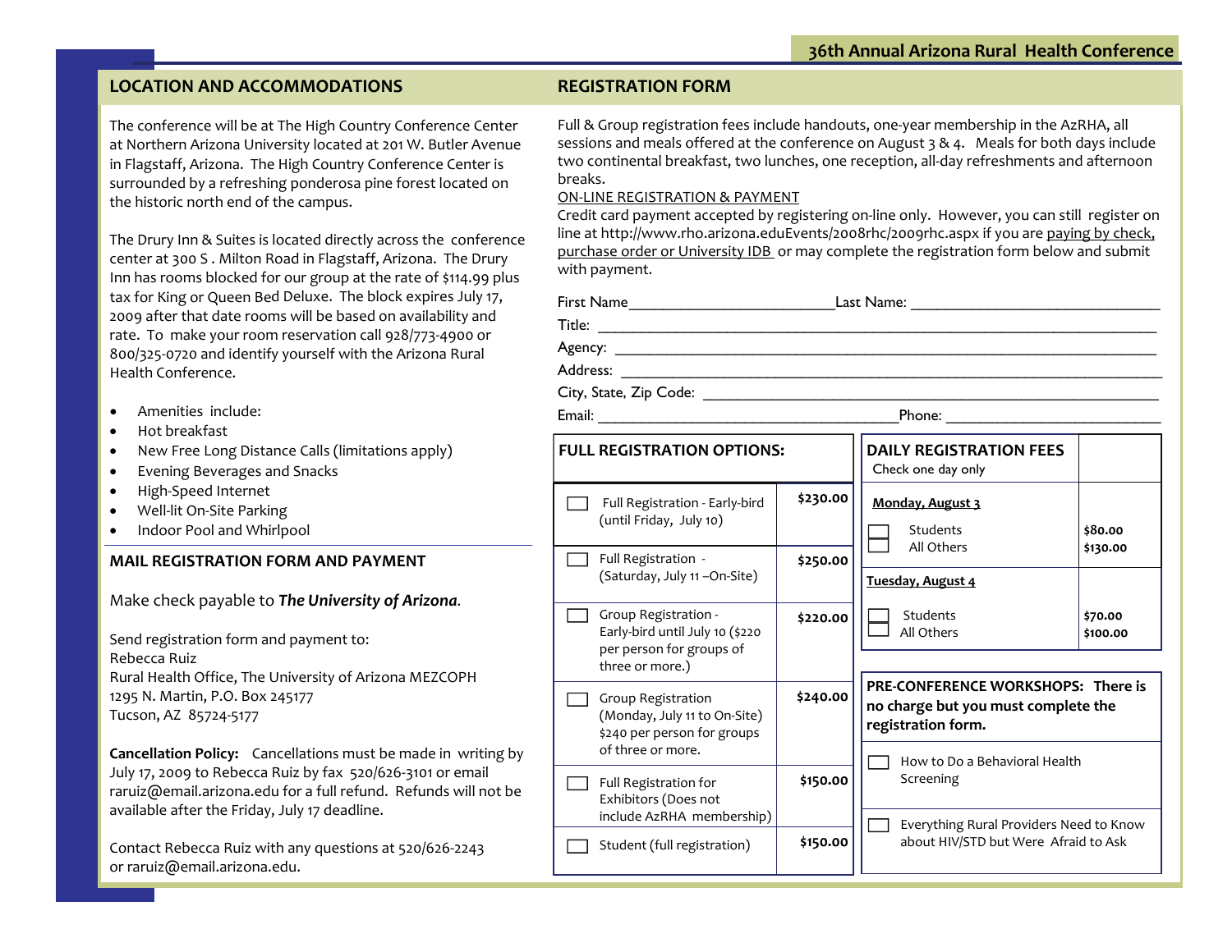## LOCATION AND ACCOMMODATIONS

The conference will be at The High Country Conference Center at Northern Arizona University located at 201 W. Butler Avenue in Flagstaff, Arizona. The High Country Conference Center is surrounded by a refreshing ponderosa pine forest located on the historic north end of the campus.

The Drury Inn & Suites is located directly across the conference center at 300 S . Milton Road in Flagstaff, Arizona. The Drury Inn has rooms blocked for our group at the rate of $114.99 plus tax for King or Queen Bed Deluxe. The block expires July 17, 2009 after that date rooms will be based on availability and rate. To make your room reservation call 928/773-4900 or 800/325-0720 and identify yourself with the Arizona Rural Health Conference.

- Amenities include:
- Hot breakfast
- New Free Long Distance Calls (limitations apply)
- Evening Beverages and Snacks
- High-Speed Internet
- Well-lit On-Site Parking
- Indoor Pool and Whirlpool

## MAIL REGISTRATION FORM AND PAYMENT

Make check payable to ***The University of Arizona***.

Send registration form and payment to:
Rebecca Ruiz
Rural Health Office, The University of Arizona MEZCOPH
1295 N. Martin, P.O. Box 245177
Tucson, AZ 85724-5177

**Cancellation Policy:** Cancellations must be made in writing by July 17, 2009 to Rebecca Ruiz by fax 520/626-3101 or email raruiz@email.arizona.edu for a full refund. Refunds will not be available after the Friday, July 17 deadline.

Contact Rebecca Ruiz with any questions at 520/626-2243 or raruiz@email.arizona.edu.

## REGISTRATION FORM

Full & Group registration fees include handouts, one-year membership in the AzRHA, all sessions and meals offered at the conference on August 3 & 4. Meals for both days include two continental breakfast, two lunches, one reception, all-day refreshments and afternoon breaks.

ON-LINE REGISTRATION & PAYMENT

Credit card payment accepted by registering on-line only. However, you can still register on line at http://www.rho.arizona.eduEvents/2008rhc/2009rhc.aspx if you are paying by check, purchase order or University IDB or may complete the registration form below and submit with payment.

First Name\_\_\_\_\_\_\_\_\_\_\_\_\_\_\_\_\_\_\_\_ Last Name: \_\_\_\_\_\_\_\_\_\_\_\_\_\_\_\_\_\_\_\_

Title: \_\_\_\_\_\_\_\_\_\_\_\_\_\_\_\_\_\_\_\_

Agency: \_\_\_\_\_\_\_\_\_\_\_\_\_\_\_\_\_\_\_\_

Address: \_\_\_\_\_\_\_\_\_\_\_\_\_\_\_\_\_\_\_\_

City, State, Zip Code: \_\_\_\_\_\_\_\_\_\_\_\_\_\_\_\_\_\_\_\_

Email: \_\_\_\_\_\_\_\_\_\_\_\_\_\_\_\_\_\_\_\_ Phone: \_\_\_\_\_\_\_\_\_\_\_\_\_\_\_\_\_\_\_\_

| FULL REGISTRATION OPTIONS: | |
|---|---|
| ☐ Full Registration - Early-bird (until Friday, July 10) | $230.00 |
| ☐ Full Registration - (Saturday, July 11 –On-Site) | $250.00 |
| ☐ Group Registration - Early-bird until July 10 ($220 per person for groups of three or more.) | $220.00 |
| ☐ Group Registration (Monday, July 11 to On-Site) $240 per person for groups of three or more. | $240.00 |
| ☐ Full Registration for Exhibitors (Does not include AzRHA membership) | $150.00 |
| ☐ Student (full registration) | $150.00 |

| DAILY REGISTRATION FEES Check one day only | |
|---|---|
| **Monday, August 3** | |
| ☐ Students | $80.00 |
| ☐ All Others | $130.00 |
| **Tuesday, August 4** | |
| ☐ Students | $70.00 |
| ☐ All Others | $100.00 |

**PRE-CONFERENCE WORKSHOPS: There is no charge but you must complete the registration form.**

☐ How to Do a Behavioral Health Screening

☐ Everything Rural Providers Need to Know about HIV/STD but Were Afraid to Ask